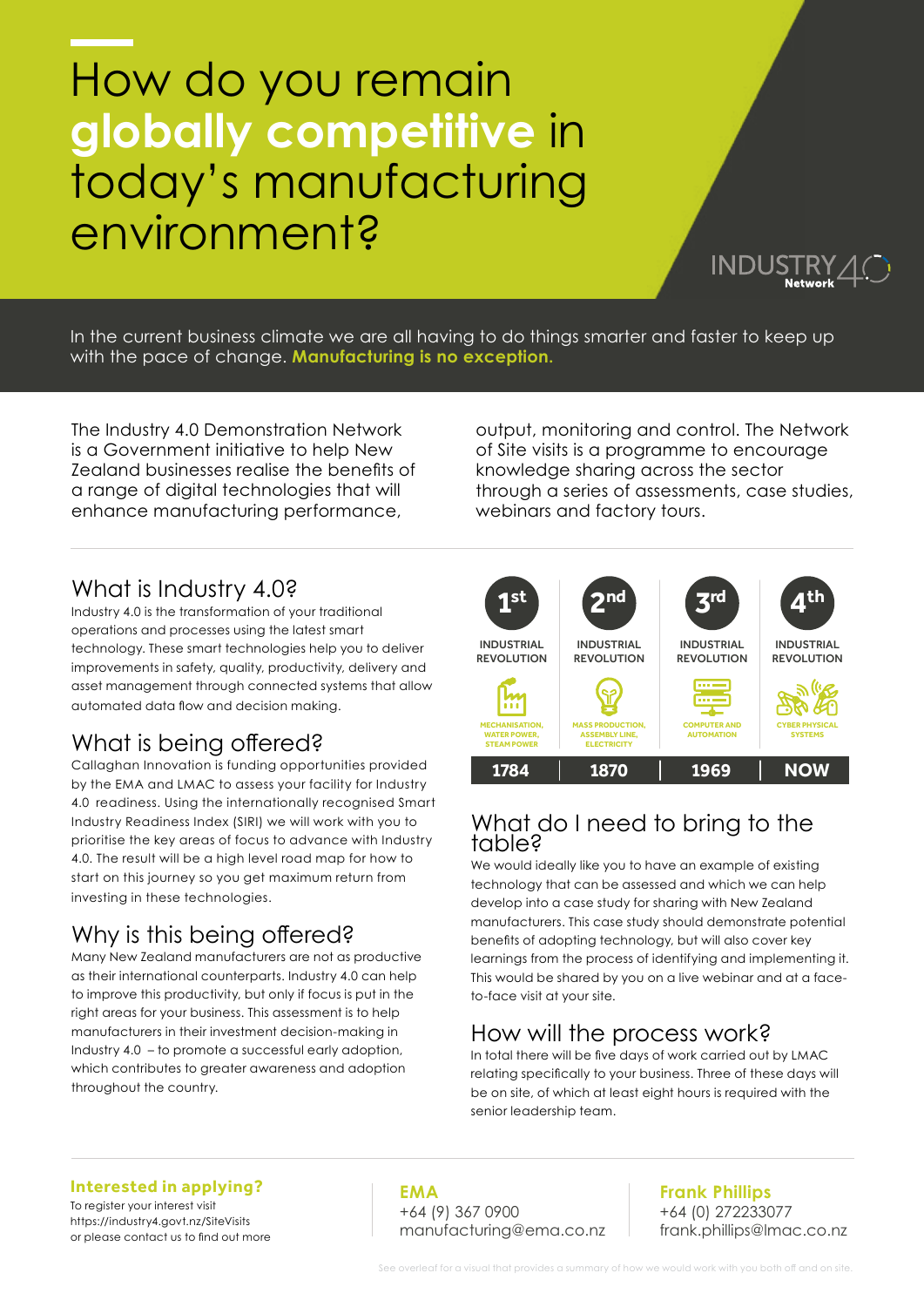# How do you remain **globally competitive** in today's manufacturing environment?

INDUSTRY 4.0 Network

In the current business climate we are all having to do things smarter and faster to keep up with the pace of change. **Manufacturing is no exception.**

The Industry 4.0 Demonstration Network is a Government initiative to help New Zealand businesses realise the benefits of a range of digital technologies that will enhance manufacturing performance, output, monitoring and control. The Network of Site visits is a programme to encourage knowledge sharing across the sector through a series of assessments, case studies, webinars and factory tours.

## What is Industry 4.0?

Industry 4.0 is the transformation of your traditional operations and processes using the latest smart technology. These smart technologies help you to deliver improvements in safety, quality, productivity, delivery and asset management through connected systems that allow automated data flow and decision making.

## What is being offered?

Callaghan Innovation is funding opportunities provided by the EMA and LMAC to assess your facility for Industry 4.0 readiness. Using the internationally recognised Smart Industry Readiness Index (SIRI) we will work with you to prioritise the key areas of focus to advance with Industry 4.0. The result will be a high level road map for how to start on this journey so you get maximum return from investing in these technologies.

## Why is this being offered?

Many New Zealand manufacturers are not as productive as their international counterparts. Industry 4.0 can help to improve this productivity, but only if focus is put in the right areas for your business. This assessment is to help manufacturers in their investment decision-making in Industry 4.0 – to promote a successful early adoption, which contributes to greater awareness and adoption throughout the country.

| 1st INDUSTRIAL REVOLUTION | 2nd INDUSTRIAL REVOLUTION | 3rd INDUSTRIAL REVOLUTION | 4th INDUSTRIAL REVOLUTION |
|---|---|---|---|
| MECHANISATION, WATER POWER, STEAM POWER | MASS PRODUCTION, ASSEMBLY LINE, ELECTRICITY | COMPUTER AND AUTOMATION | CYBER PHYSICAL SYSTEMS |
| 1784 | 1870 | 1969 | NOW |

## What do I need to bring to the table?

We would ideally like you to have an example of existing technology that can be assessed and which we can help develop into a case study for sharing with New Zealand manufacturers. This case study should demonstrate potential benefits of adopting technology, but will also cover key learnings from the process of identifying and implementing it. This would be shared by you on a live webinar and at a face-to-face visit at your site.

## How will the process work?

In total there will be five days of work carried out by LMAC relating specifically to your business. Three of these days will be on site, of which at least eight hours is required with the senior leadership team.

**Interested in applying?**
To register your interest visit
https://industry4.govt.nz/SiteVisits
or please contact us to find out more

**EMA**
+64 (9) 367 0900
manufacturing@ema.co.nz

**Frank Phillips**
+64 (0) 272233077
frank.phillips@lmac.co.nz

See overleaf for a visual that provides a summary of how we would work with you both off and on site.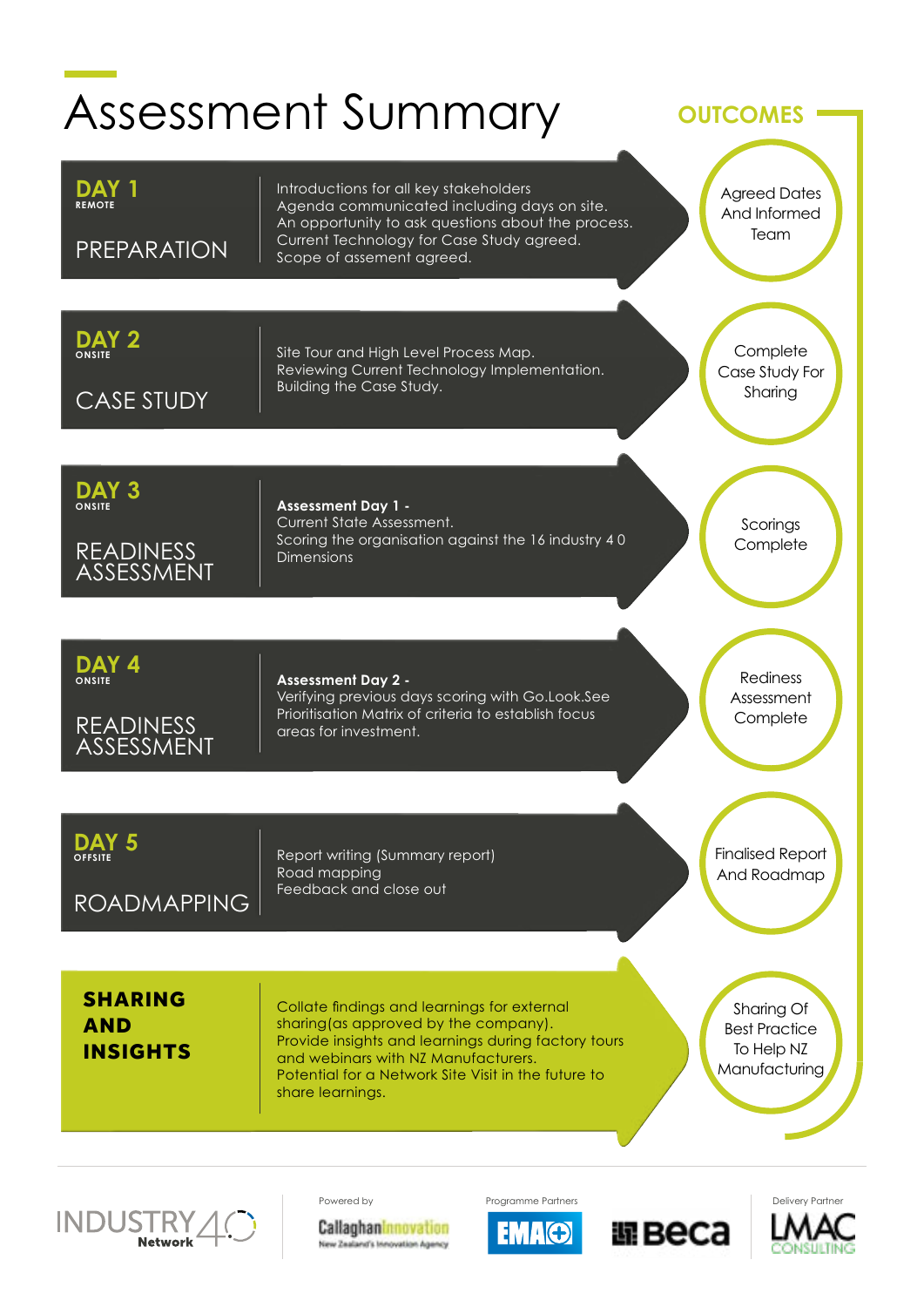# Assessment Summary

**OUTCOMES**

## DAY 1
REMOTE

### PREPARATION

Introductions for all key stakeholders
Agenda communicated including days on site.
An opportunity to ask questions about the process.
Current Technology for Case Study agreed.
Scope of assement agreed.

**Outcome:** Agreed Dates And Informed Team

## DAY 2
ONSITE

### CASE STUDY

Site Tour and High Level Process Map.
Reviewing Current Technology Implementation.
Building the Case Study.

**Outcome:** Complete Case Study For Sharing

## DAY 3
ONSITE

### READINESS ASSESSMENT

**Assessment Day 1 -**
Current State Assessment.
Scoring the organisation against the 16 industry 4 0 Dimensions

**Outcome:** Scorings Complete

## DAY 4
ONSITE

### READINESS ASSESSMENT

**Assessment Day 2 -**
Verifying previous days scoring with Go.Look.See
Prioritisation Matrix of criteria to establish focus areas for investment.

**Outcome:** Rediness Assessment Complete

## DAY 5
OFFSITE

### ROADMAPPING

Report writing (Summary report)
Road mapping
Feedback and close out

**Outcome:** Finalised Report And Roadmap

## SHARING AND INSIGHTS

Collate findings and learnings for external sharing(as approved by the company).
Provide insights and learnings during factory tours and webinars with NZ Manufacturers.
Potential for a Network Site Visit in the future to share learnings.

**Outcome:** Sharing Of Best Practice To Help NZ Manufacturing

INDUSTRY 4.0 Network

Powered by Callaghan Innovation — New Zealand's Innovation Agency

Programme Partners: EMA, Beca

Delivery Partner: LMAC Consulting